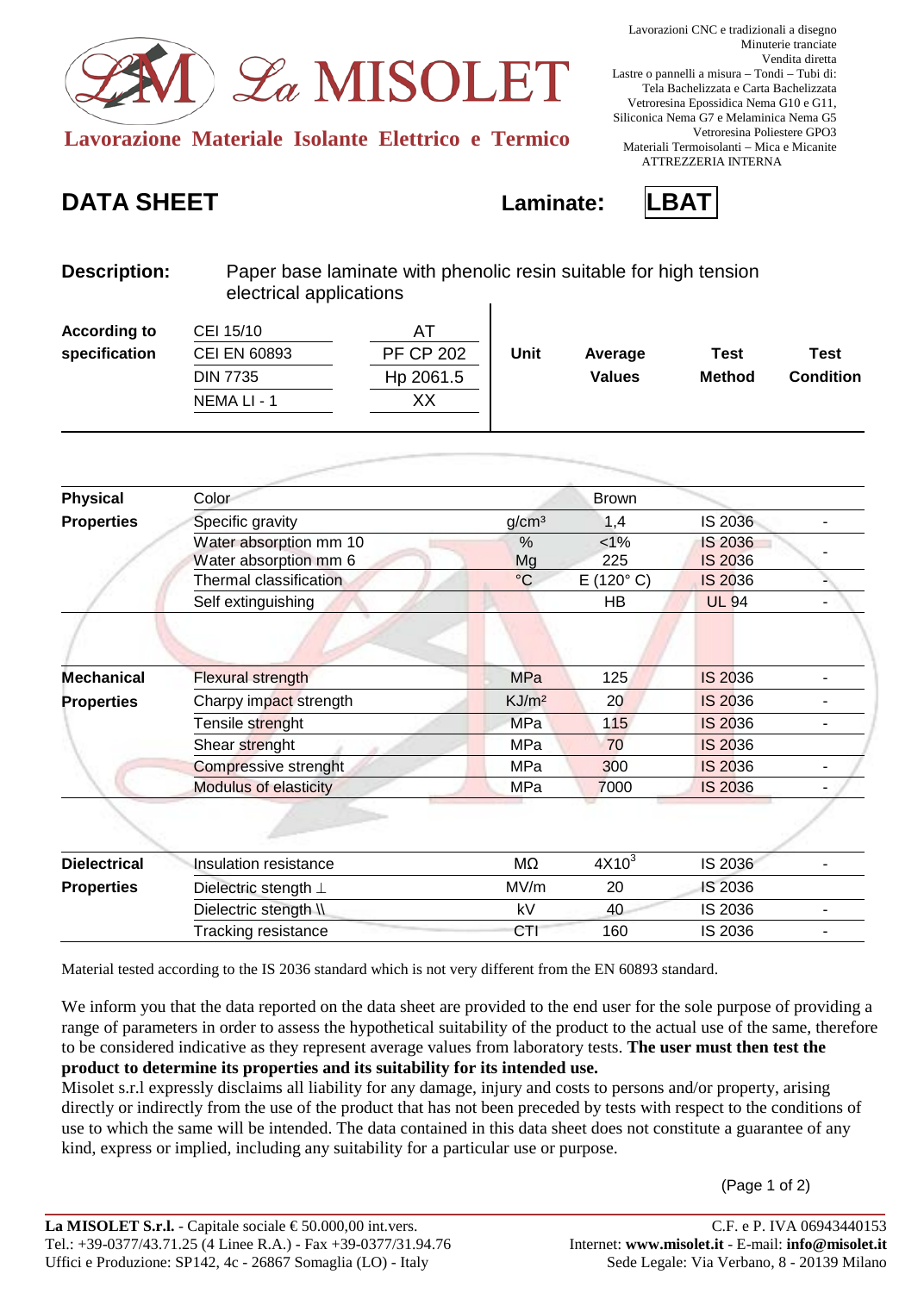# La MISOLET

**Lavorazione Materiale Isolante Elettrico e Termico**

Lavorazioni CNC e tradizionali a disegno
Minuterie tranciate
Vendita diretta
Lastre o pannelli a misura – Tondi – Tubi di:
Tela Bachelizzata e Carta Bachelizzata
Vetroresina Epossidica Nema G10 e G11,
Siliconica Nema G7 e Melaminica Nema G5
Vetroresina Poliestere GPO3
Materiali Termoisolanti – Mica e Micanite
ATTREZZERIA INTERNA

## DATA SHEET — Laminate: LBAT

**Description:** Paper base laminate with phenolic resin suitable for high tension electrical applications

| According to specification | | |
|---|---|---|
| | CEI 15/10 | AT |
| | CEI EN 60893 | PF CP 202 |
| | DIN 7735 | Hp 2061.5 |
| | NEMA LI - 1 | XX |

| | | Unit | Average Values | Test Method | Test Condition |
|---|---|---|---|---|---|
| **Physical Properties** | Color | | Brown | | |
| | Specific gravity | g/cm³ | 1,4 | IS 2036 | - |
| | Water absorption mm 10 | % | <1% | IS 2036 | - |
| | Water absorption mm 6 | Mg | 225 | IS 2036 | |
| | Thermal classification | °C | E (120° C) | IS 2036 | - |
| | Self extinguishing | | HB | UL 94 | - |
| **Mechanical Properties** | Flexural strength | MPa | 125 | IS 2036 | - |
| | Charpy impact strength | KJ/m² | 20 | IS 2036 | - |
| | Tensile strenght | MPa | 115 | IS 2036 | - |
| | Shear strenght | MPa | 70 | IS 2036 | |
| | Compressive strenght | MPa | 300 | IS 2036 | - |
| | Modulus of elasticity | MPa | 7000 | IS 2036 | - |
| **Dielectrical Properties** | Insulation resistance | MΩ | $4X10^3$ | IS 2036 | - |
| | Dielectric stength ⊥ | MV/m | 20 | IS 2036 | |
| | Dielectric stength \\ | kV | 40 | IS 2036 | - |
| | Tracking resistance | CTI | 160 | IS 2036 | - |

Material tested according to the IS 2036 standard which is not very different from the EN 60893 standard.

We inform you that the data reported on the data sheet are provided to the end user for the sole purpose of providing a range of parameters in order to assess the hypothetical suitability of the product to the actual use of the same, therefore to be considered indicative as they represent average values from laboratory tests. **The user must then test the product to determine its properties and its suitability for its intended use.**
Misolet s.r.l expressly disclaims all liability for any damage, injury and costs to persons and/or property, arising directly or indirectly from the use of the product that has not been preceded by tests with respect to the conditions of use to which the same will be intended. The data contained in this data sheet does not constitute a guarantee of any kind, express or implied, including any suitability for a particular use or purpose.

**La MISOLET S.r.l.** - Capitale sociale € 50.000,00 int.vers.
Tel.: +39-0377/43.71.25 (4 Linee R.A.) - Fax +39-0377/31.94.76
Uffici e Produzione: SP142, 4c - 26867 Somaglia (LO) - Italy

C.F. e P. IVA 06943440153
Internet: **www.misolet.it** - E-mail: **info@misolet.it**
Sede Legale: Via Verbano, 8 - 20139 Milano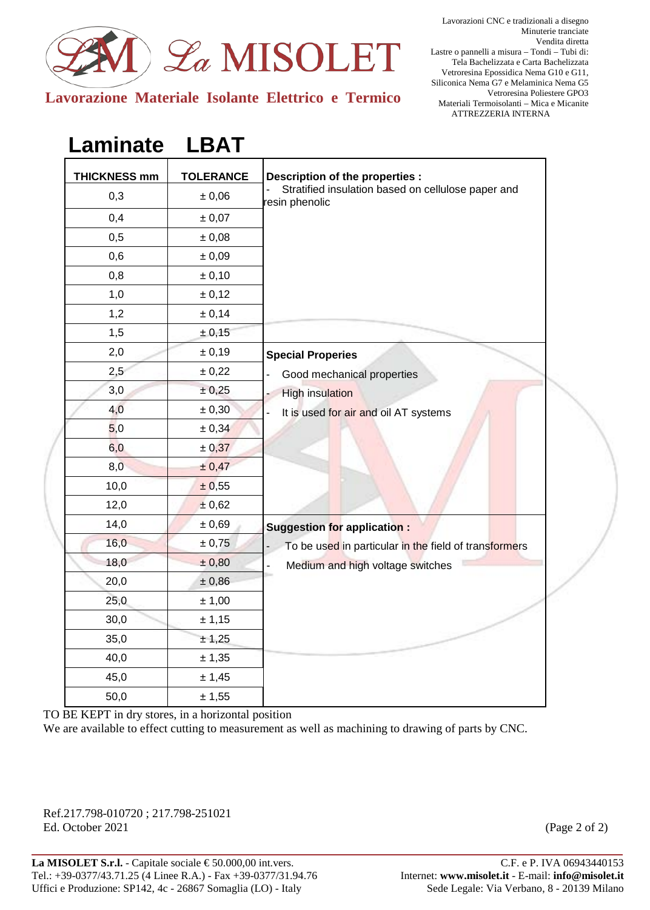**La MISOLET**

**Lavorazione Materiale Isolante Elettrico e Termico**

Lavorazioni CNC e tradizionali a disegno
Minuterie tranciate
Vendita diretta
Lastre o pannelli a misura – Tondi – Tubi di:
Tela Bachelizzata e Carta Bachelizzata
Vetroresina Epossidica Nema G10 e G11,
Siliconica Nema G7 e Melaminica Nema G5
Vetroresina Poliestere GPO3
Materiali Termoisolanti – Mica e Micanite
ATTREZZERIA INTERNA

# Laminate LBAT

| THICKNESS mm | TOLERANCE |
|---|---|
| 0,3 | ± 0,06 |
| 0,4 | ± 0,07 |
| 0,5 | ± 0,08 |
| 0,6 | ± 0,09 |
| 0,8 | ± 0,10 |
| 1,0 | ± 0,12 |
| 1,2 | ± 0,14 |
| 1,5 | ± 0,15 |
| 2,0 | ± 0,19 |
| 2,5 | ± 0,22 |
| 3,0 | ± 0,25 |
| 4,0 | ± 0,30 |
| 5,0 | ± 0,34 |
| 6,0 | ± 0,37 |
| 8,0 | ± 0,47 |
| 10,0 | ± 0,55 |
| 12,0 | ± 0,62 |
| 14,0 | ± 0,69 |
| 16,0 | ± 0,75 |
| 18,0 | ± 0,80 |
| 20,0 | ± 0,86 |
| 25,0 | ± 1,00 |
| 30,0 | ± 1,15 |
| 35,0 | ± 1,25 |
| 40,0 | ± 1,35 |
| 45,0 | ± 1,45 |
| 50,0 | ± 1,55 |

**Description of the properties :**

- Stratified insulation based on cellulose paper and resin phenolic

**Special Properies**

- Good mechanical properties
- High insulation
- It is used for air and oil AT systems

**Suggestion for application :**

- To be used in particular in the field of transformers
- Medium and high voltage switches

TO BE KEPT in dry stores, in a horizontal position
We are available to effect cutting to measurement as well as machining to drawing of parts by CNC.

Ref.217.798-010720 ; 217.798-251021
Ed. October 2021

**La MISOLET S.r.l.** - Capitale sociale € 50.000,00 int.vers.
Tel.: +39-0377/43.71.25 (4 Linee R.A.) - Fax +39-0377/31.94.76
Uffici e Produzione: SP142, 4c - 26867 Somaglia (LO) - Italy

C.F. e P. IVA 06943440153
Internet: **www.misolet.it** - E-mail: **info@misolet.it**
Sede Legale: Via Verbano, 8 - 20139 Milano